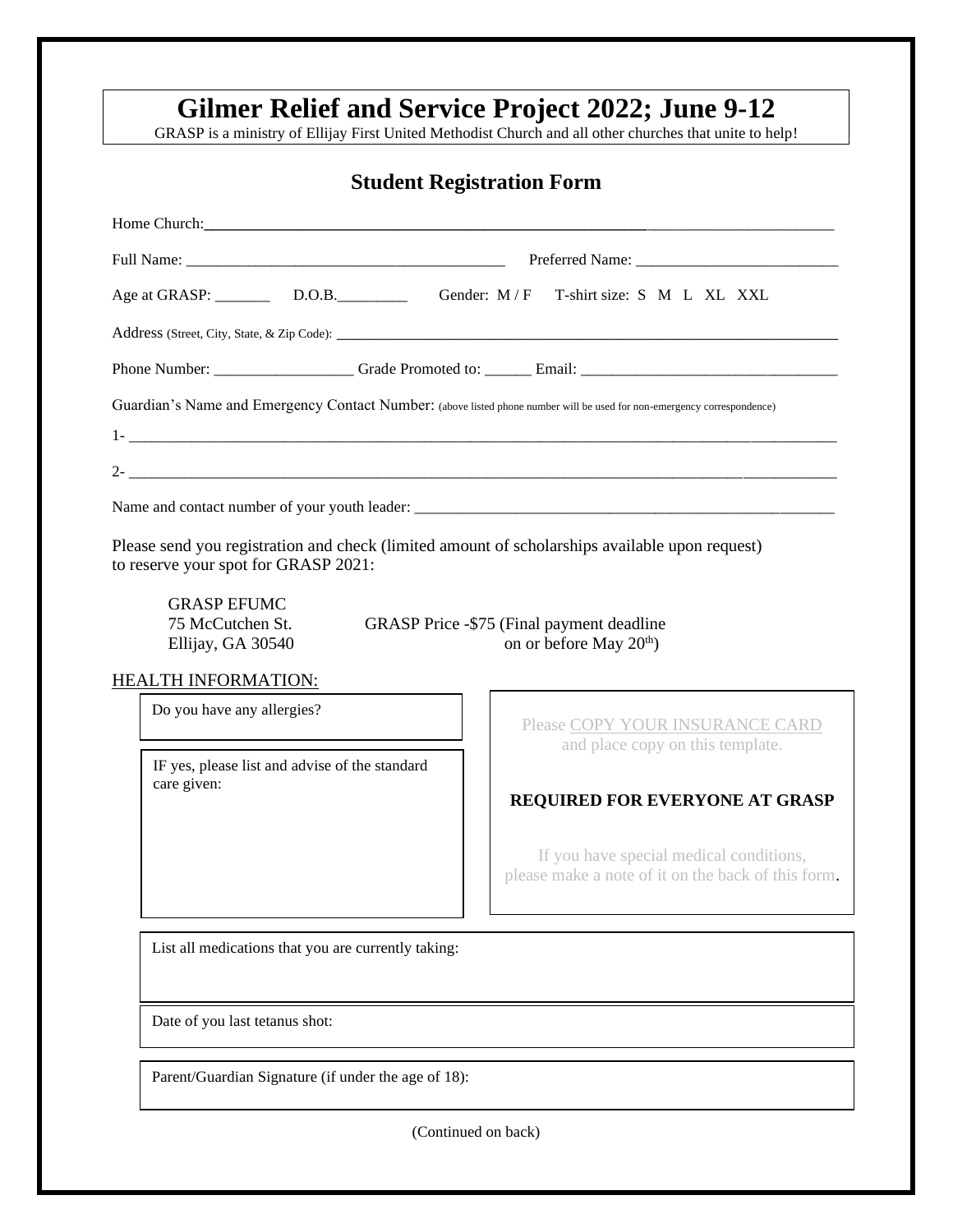# Gilmer Relief and Service Project 2022; June 9-12

GRASP is a ministry of Ellijay First United Methodist Church and all other churches that unite to help!

## Student Registration Form

Home Church:\_\_\_\_\_\_\_\_\_\_\_\_\_\_\_\_\_\_\_\_\_\_\_\_\_\_\_\_\_\_\_\_\_\_\_\_\_\_\_\_\_\_\_\_\_\_\_\_\_\_\_\_\_\_\_\_\_\_\_\_\_\_\_\_\_\_\_\_\_\_

Full Name: \_\_\_\_\_\_\_\_\_\_\_\_\_\_\_\_\_\_\_\_\_\_\_\_\_\_\_\_\_\_\_\_\_\_\_\_\_\_\_\_\_\_ Preferred Name: \_\_\_\_\_\_\_\_\_\_\_\_\_\_\_\_\_\_\_\_\_\_\_\_\_\_\_

Age at GRASP: \_\_\_\_\_\_\_ D.O.B.\_\_\_\_\_\_\_\_\_ Gender: M / F T-shirt size: S M L XL XXL

Address (Street, City, State, & Zip Code): \_\_\_\_\_\_\_\_\_\_\_\_\_\_\_\_\_\_\_\_\_\_\_\_\_\_\_\_\_\_\_\_\_\_\_\_\_\_\_\_\_\_\_\_\_\_\_\_\_\_\_\_\_\_\_\_\_\_\_\_

Phone Number: \_\_\_\_\_\_\_\_\_\_\_\_\_\_\_\_\_\_ Grade Promoted to: \_\_\_\_\_\_ Email: \_\_\_\_\_\_\_\_\_\_\_\_\_\_\_\_\_\_\_\_\_\_\_\_\_\_\_\_\_\_\_\_\_\_

Guardian's Name and Emergency Contact Number: (above listed phone number will be used for non-emergency correspondence)

1- \_\_\_\_\_\_\_\_\_\_\_\_\_\_\_\_\_\_\_\_\_\_\_\_\_\_\_\_\_\_\_\_\_\_\_\_\_\_\_\_\_\_\_\_\_\_\_\_\_\_\_\_\_\_\_\_\_\_\_\_\_\_\_\_\_\_\_\_\_\_\_\_\_\_\_\_\_\_\_\_\_\_\_\_\_\_\_\_

2- \_\_\_\_\_\_\_\_\_\_\_\_\_\_\_\_\_\_\_\_\_\_\_\_\_\_\_\_\_\_\_\_\_\_\_\_\_\_\_\_\_\_\_\_\_\_\_\_\_\_\_\_\_\_\_\_\_\_\_\_\_\_\_\_\_\_\_\_\_\_\_\_\_\_\_\_\_\_\_\_\_\_\_\_\_\_\_\_

Name and contact number of your youth leader: \_\_\_\_\_\_\_\_\_\_\_\_\_\_\_\_\_\_\_\_\_\_\_\_\_\_\_\_\_\_\_\_\_\_\_\_\_\_\_\_\_\_\_\_\_\_\_\_\_\_\_\_\_\_

Please send you registration and check (limited amount of scholarships available upon request) to reserve your spot for GRASP 2021:

GRASP EFUMC
75 McCutchen St.
Ellijay, GA 30540

GRASP Price -$75 (Final payment deadline on or before May 20th)

HEALTH INFORMATION:

Do you have any allergies?

IF yes, please list and advise of the standard care given:

Please COPY YOUR INSURANCE CARD and place copy on this template.

**REQUIRED FOR EVERYONE AT GRASP**

If you have special medical conditions, please make a note of it on the back of this form.

List all medications that you are currently taking:

Date of you last tetanus shot:

Parent/Guardian Signature (if under the age of 18):

(Continued on back)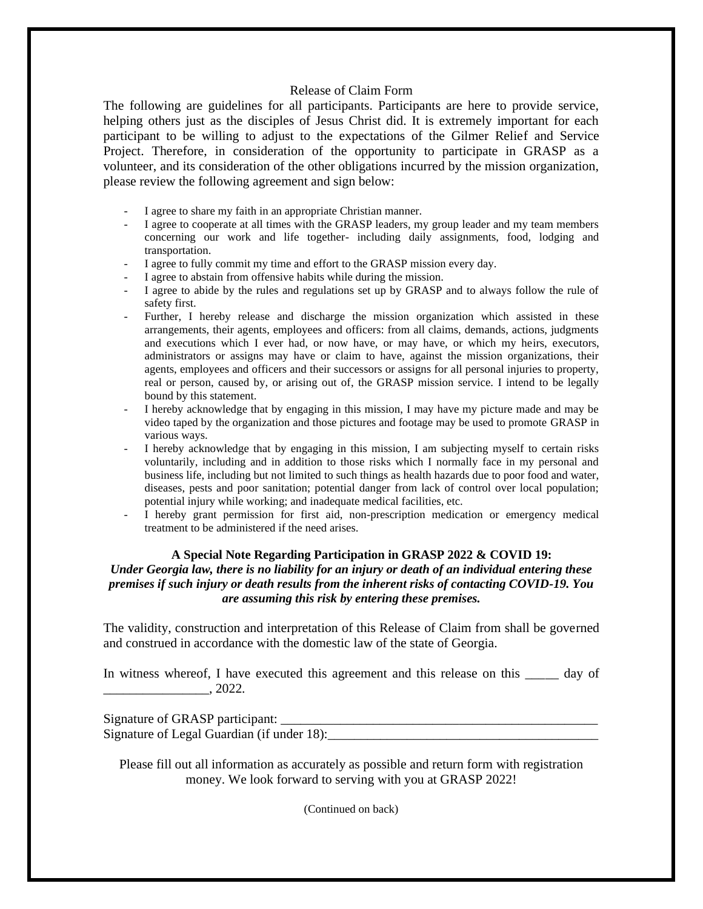Release of Claim Form

The following are guidelines for all participants. Participants are here to provide service, helping others just as the disciples of Jesus Christ did. It is extremely important for each participant to be willing to adjust to the expectations of the Gilmer Relief and Service Project. Therefore, in consideration of the opportunity to participate in GRASP as a volunteer, and its consideration of the other obligations incurred by the mission organization, please review the following agreement and sign below:

- I agree to share my faith in an appropriate Christian manner.
- I agree to cooperate at all times with the GRASP leaders, my group leader and my team members concerning our work and life together- including daily assignments, food, lodging and transportation.
- I agree to fully commit my time and effort to the GRASP mission every day.
- I agree to abstain from offensive habits while during the mission.
- I agree to abide by the rules and regulations set up by GRASP and to always follow the rule of safety first.
- Further, I hereby release and discharge the mission organization which assisted in these arrangements, their agents, employees and officers: from all claims, demands, actions, judgments and executions which I ever had, or now have, or may have, or which my heirs, executors, administrators or assigns may have or claim to have, against the mission organizations, their agents, employees and officers and their successors or assigns for all personal injuries to property, real or person, caused by, or arising out of, the GRASP mission service. I intend to be legally bound by this statement.
- I hereby acknowledge that by engaging in this mission, I may have my picture made and may be video taped by the organization and those pictures and footage may be used to promote GRASP in various ways.
- I hereby acknowledge that by engaging in this mission, I am subjecting myself to certain risks voluntarily, including and in addition to those risks which I normally face in my personal and business life, including but not limited to such things as health hazards due to poor food and water, diseases, pests and poor sanitation; potential danger from lack of control over local population; potential injury while working; and inadequate medical facilities, etc.
- I hereby grant permission for first aid, non-prescription medication or emergency medical treatment to be administered if the need arises.

**A Special Note Regarding Participation in GRASP 2022 & COVID 19:**

***Under Georgia law, there is no liability for an injury or death of an individual entering these premises if such injury or death results from the inherent risks of contacting COVID-19. You are assuming this risk by entering these premises.***

The validity, construction and interpretation of this Release of Claim from shall be governed and construed in accordance with the domestic law of the state of Georgia.

In witness whereof, I have executed this agreement and this release on this _____ day of ________________, 2022.

Signature of GRASP participant: _________________________________________________

Signature of Legal Guardian (if under 18):_________________________________________

Please fill out all information as accurately as possible and return form with registration money. We look forward to serving with you at GRASP 2022!

(Continued on back)